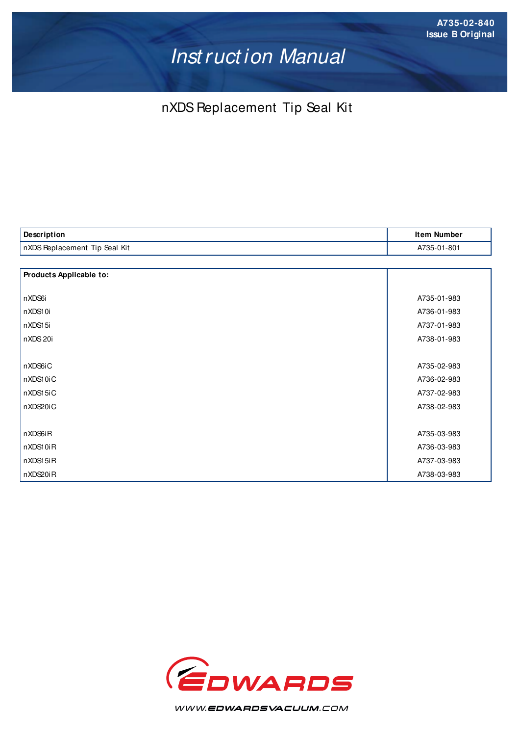A735-02-840
Issue B Original

# Instruction Manual

## nXDS Replacement Tip Seal Kit

| Description | Item Number |
|---|---|
| nXDS Replacement Tip Seal Kit | A735-01-801 |

| Products Applicable to: | |
|---|---|
| nXDS6i | A735-01-983 |
| nXDS10i | A736-01-983 |
| nXDS15i | A737-01-983 |
| nXDS 20i | A738-01-983 |
| | |
| nXDS6iC | A735-02-983 |
| nXDS10iC | A736-02-983 |
| nXDS15iC | A737-02-983 |
| nXDS20iC | A738-02-983 |
| | |
| nXDS6iR | A735-03-983 |
| nXDS10iR | A736-03-983 |
| nXDS15iR | A737-03-983 |
| nXDS20iR | A738-03-983 |

EDWARDS

WWW.EDWARDSVACUUM.COM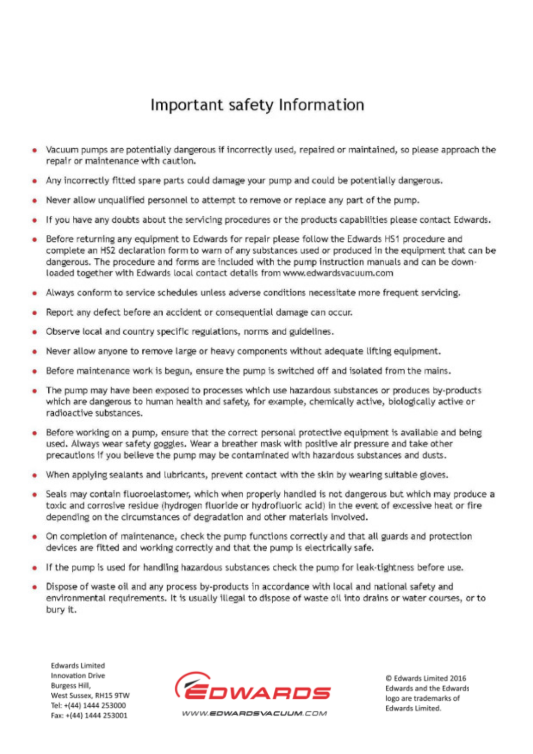# Important safety Information

- Vacuum pumps are potentially dangerous if incorrectly used, repaired or maintained, so please approach the repair or maintenance with caution.
- Any incorrectly fitted spare parts could damage your pump and could be potentially dangerous.
- Never allow unqualified personnel to attempt to remove or replace any part of the pump.
- If you have any doubts about the servicing procedures or the products capabilities please contact Edwards.
- Before returning any equipment to Edwards for repair please follow the Edwards HS1 procedure and complete an HS2 declaration form to warn of any substances used or produced in the equipment that can be dangerous. The procedure and forms are included with the pump instruction manuals and can be down-loaded together with Edwards local contact details from www.edwardsvacuum.com
- Always conform to service schedules unless adverse conditions necessitate more frequent servicing.
- Report any defect before an accident or consequential damage can occur.
- Observe local and country specific regulations, norms and guidelines.
- Never allow anyone to remove large or heavy components without adequate lifting equipment.
- Before maintenance work is begun, ensure the pump is switched off and isolated from the mains.
- The pump may have been exposed to processes which use hazardous substances or produces by-products which are dangerous to human health and safety, for example, chemically active, biologically active or radioactive substances.
- Before working on a pump, ensure that the correct personal protective equipment is available and being used. Always wear safety goggles. Wear a breather mask with positive air pressure and take other precautions if you believe the pump may be contaminated with hazardous substances and dusts.
- When applying sealants and lubricants, prevent contact with the skin by wearing suitable gloves.
- Seals may contain fluoroelastomer, which when properly handled is not dangerous but which may produce a toxic and corrosive residue (hydrogen fluoride or hydrofluoric acid) in the event of excessive heat or fire depending on the circumstances of degradation and other materials involved.
- On completion of maintenance, check the pump functions correctly and that all guards and protection devices are fitted and working correctly and that the pump is electrically safe.
- If the pump is used for handling hazardous substances check the pump for leak-tightness before use.
- Dispose of waste oil and any process by-products in accordance with local and national safety and environmental requirements. It is usually illegal to dispose of waste oil into drains or water courses, or to bury it.

Edwards Limited
Innovation Drive
Burgess Hill,
West Sussex, RH15 9TW
Tel: +(44) 1444 253000
Fax: +(44) 1444 253001

EDWARDS
WWW.EDWARDSVACUUM.COM

© Edwards Limited 2016
Edwards and the Edwards logo are trademarks of Edwards Limited.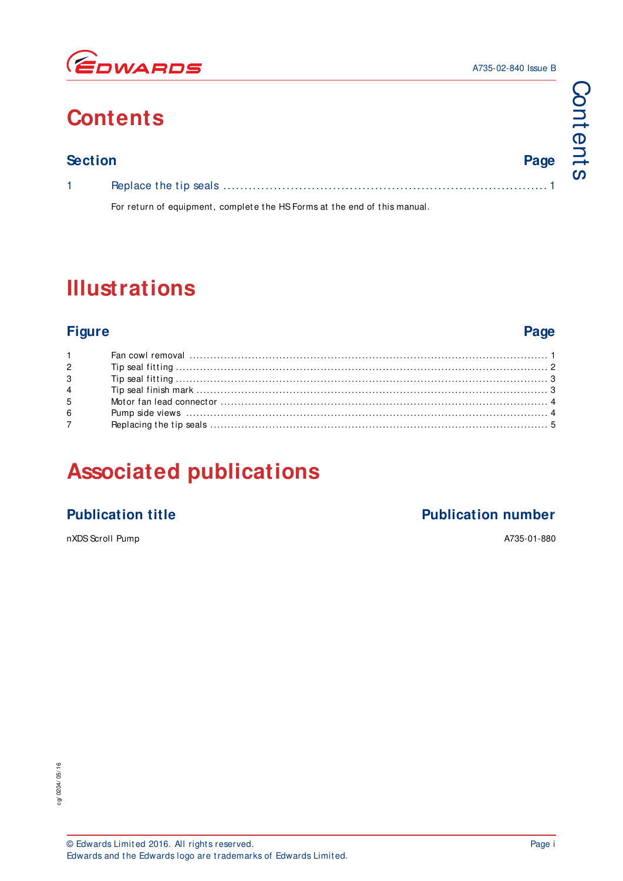# Contents

| Section | | Page |
|---|---|---|
| 1 | Replace the tip seals | 1 |

For return of equipment, complete the HS Forms at the end of this manual.

# Illustrations

| Figure | | Page |
|---|---|---|
| 1 | Fan cowl removal | 1 |
| 2 | Tip seal fitting | 2 |
| 3 | Tip seal fitting | 3 |
| 4 | Tip seal finish mark | 3 |
| 5 | Motor fan lead connector | 4 |
| 6 | Pump side views | 4 |
| 7 | Replacing the tip seals | 5 |

# Associated publications

| Publication title | Publication number |
|---|---|
| nXDS Scroll Pump | A735-01-880 |

cgi 0204/05/16

© Edwards Limited 2016. All rights reserved.
Edwards and the Edwards logo are trademarks of Edwards Limited.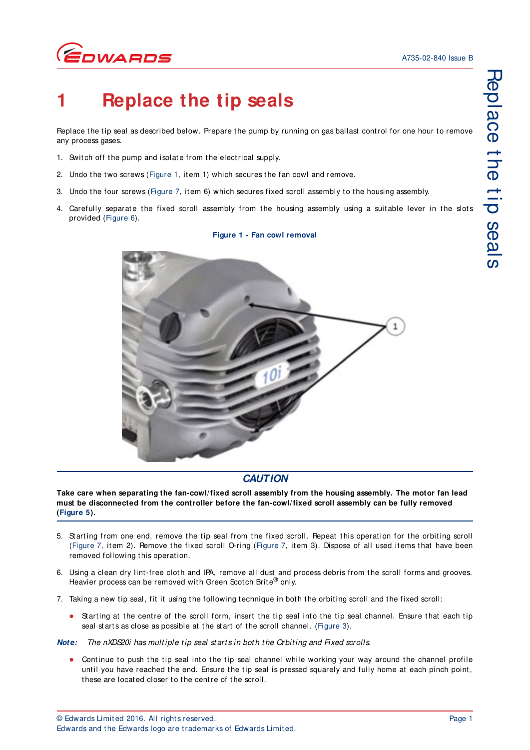# 1 Replace the tip seals

Replace the tip seal as described below. Prepare the pump by running on gas ballast control for one hour to remove any process gases.

1. Switch off the pump and isolate from the electrical supply.
2. Undo the two screws (Figure 1, item 1) which secures the fan cowl and remove.
3. Undo the four screws (Figure 7, item 6) which secures fixed scroll assembly to the housing assembly.
4. Carefully separate the fixed scroll assembly from the housing assembly using a suitable lever in the slots provided (Figure 6).

**Figure 1 - Fan cowl removal**

### CAUTION

**Take care when separating the fan-cowl/fixed scroll assembly from the housing assembly. The motor fan lead must be disconnected from the controller before the fan-cowl/fixed scroll assembly can be fully removed (Figure 5).**

5. Starting from one end, remove the tip seal from the fixed scroll. Repeat this operation for the orbiting scroll (Figure 7, item 2). Remove the fixed scroll O-ring (Figure 7, item 3). Dispose of all used items that have been removed following this operation.
6. Using a clean dry lint-free cloth and IPA, remove all dust and process debris from the scroll forms and grooves. Heavier process can be removed with Green Scotch Brite® only.
7. Taking a new tip seal, fit it using the following technique in both the orbiting scroll and the fixed scroll:
   - Starting at the centre of the scroll form, insert the tip seal into the tip seal channel. Ensure that each tip seal starts as close as possible at the start of the scroll channel. (Figure 3).

**Note:** *The nXDS20i has multiple tip seal starts in both the Orbiting and Fixed scrolls.*

   - Continue to push the tip seal into the tip seal channel while working your way around the channel profile until you have reached the end. Ensure the tip seal is pressed squarely and fully home at each pinch point, these are located closer to the centre of the scroll.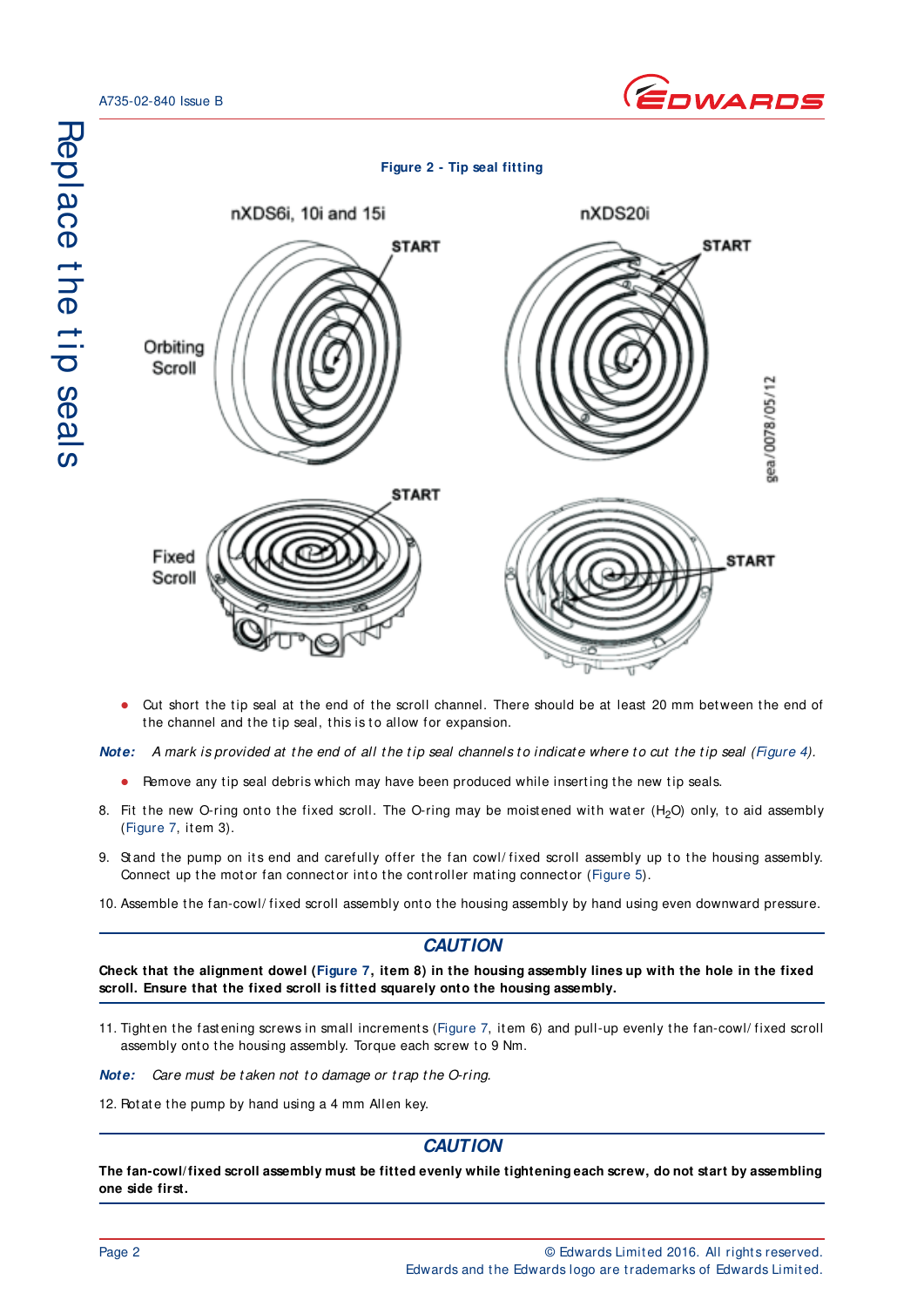**Figure 2 - Tip seal fitting**

nXDS6i, 10i and 15i

nXDS20i

START

Orbiting Scroll

START

START

Fixed Scroll

START

gea/0078/05/12

- Cut short the tip seal at the end of the scroll channel. There should be at least 20 mm between the end of the channel and the tip seal, this is to allow for expansion.

**Note:** *A mark is provided at the end of all the tip seal channels to indicate where to cut the tip seal (Figure 4).*

- Remove any tip seal debris which may have been produced while inserting the new tip seals.

8. Fit the new O-ring onto the fixed scroll. The O-ring may be moistened with water ($H_2O$) only, to aid assembly (Figure 7, item 3).
9. Stand the pump on its end and carefully offer the fan cowl/fixed scroll assembly up to the housing assembly. Connect up the motor fan connector into the controller mating connector (Figure 5).
10. Assemble the fan-cowl/fixed scroll assembly onto the housing assembly by hand using even downward pressure.

### CAUTION

**Check that the alignment dowel (Figure 7, item 8) in the housing assembly lines up with the hole in the fixed scroll. Ensure that the fixed scroll is fitted squarely onto the housing assembly.**

11. Tighten the fastening screws in small increments (Figure 7, item 6) and pull-up evenly the fan-cowl/fixed scroll assembly onto the housing assembly. Torque each screw to 9 Nm.

**Note:** *Care must be taken not to damage or trap the O-ring.*

12. Rotate the pump by hand using a 4 mm Allen key.

### CAUTION

**The fan-cowl/fixed scroll assembly must be fitted evenly while tightening each screw, do not start by assembling one side first.**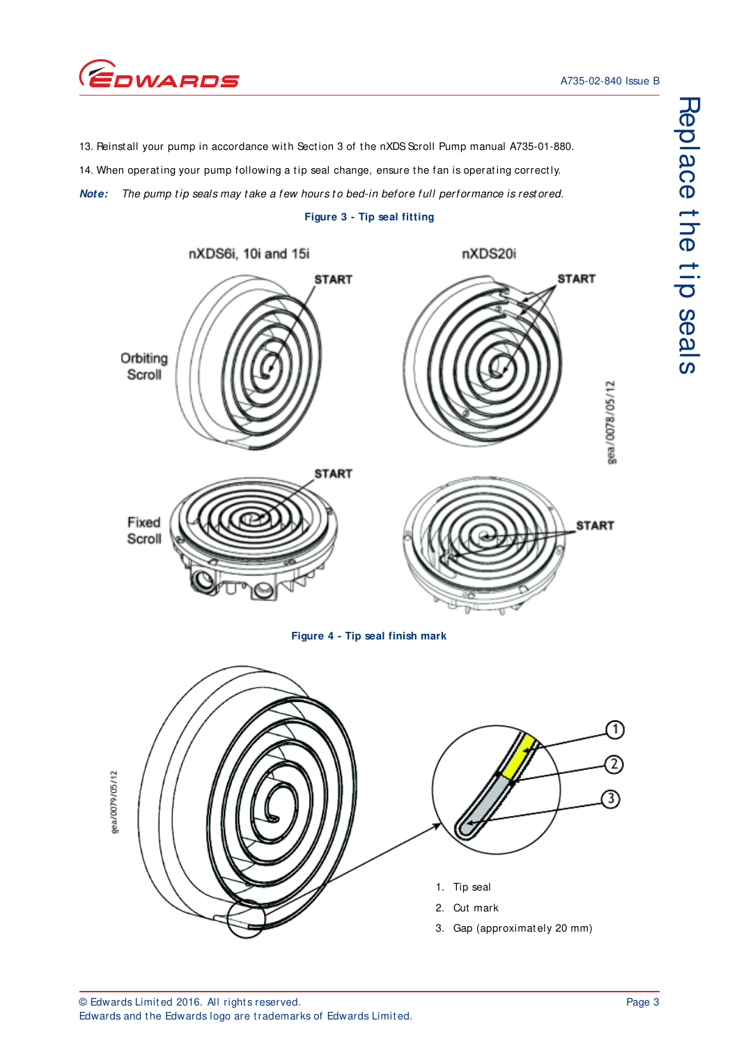13. Reinstall your pump in accordance with Section 3 of the nXDS Scroll Pump manual A735-01-880.

14. When operating your pump following a tip seal change, ensure the fan is operating correctly.

***Note:*** *The pump tip seals may take a few hours to bed-in before full performance is restored.*

**Figure 3 - Tip seal fitting**

nXDS6i, 10i and 15i

nXDS20i

Orbiting Scroll

Fixed Scroll

START

START

START

START

gea/0078/05/12

**Figure 4 - Tip seal finish mark**

gea/0079/05/12

1. Tip seal
2. Cut mark
3. Gap (approximately 20 mm)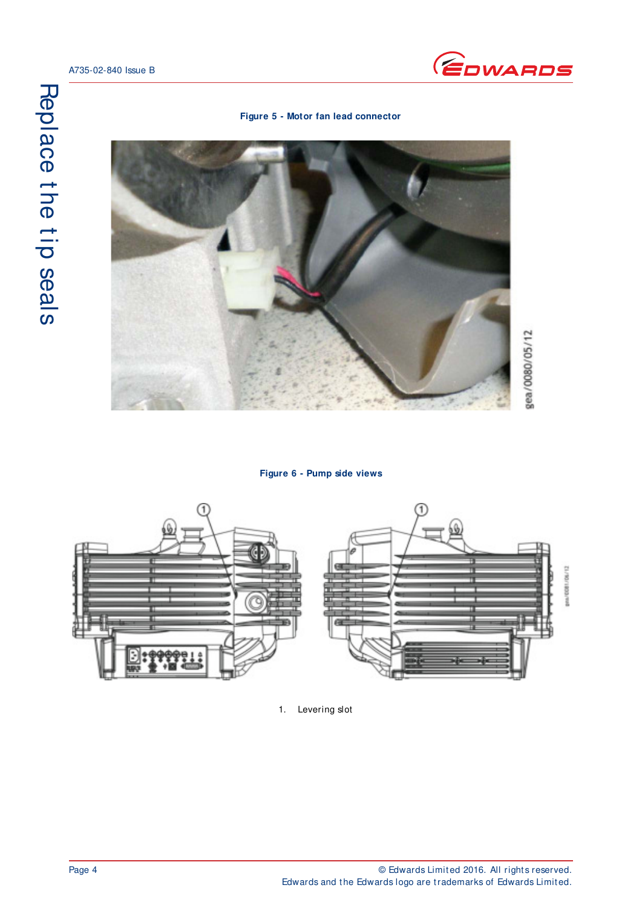**Figure 5 - Motor fan lead connector**

**Figure 6 - Pump side views**

1. Levering slot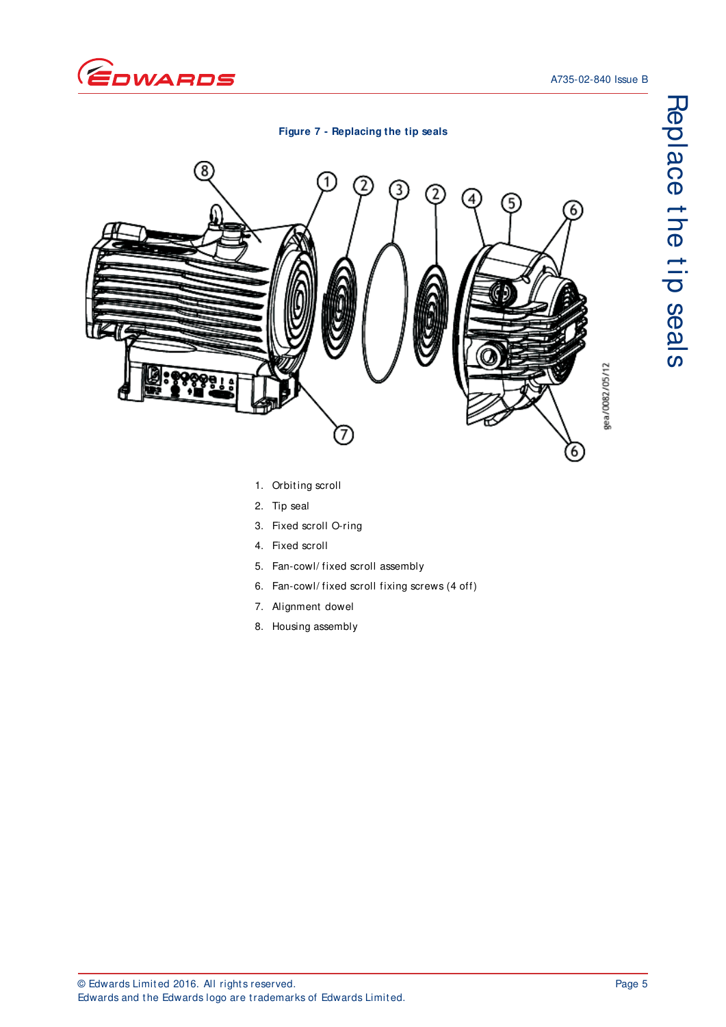**Figure 7 - Replacing the tip seals**

1. Orbiting scroll
2. Tip seal
3. Fixed scroll O-ring
4. Fixed scroll
5. Fan-cowl/ fixed scroll assembly
6. Fan-cowl/ fixed scroll fixing screws (4 off)
7. Alignment dowel
8. Housing assembly